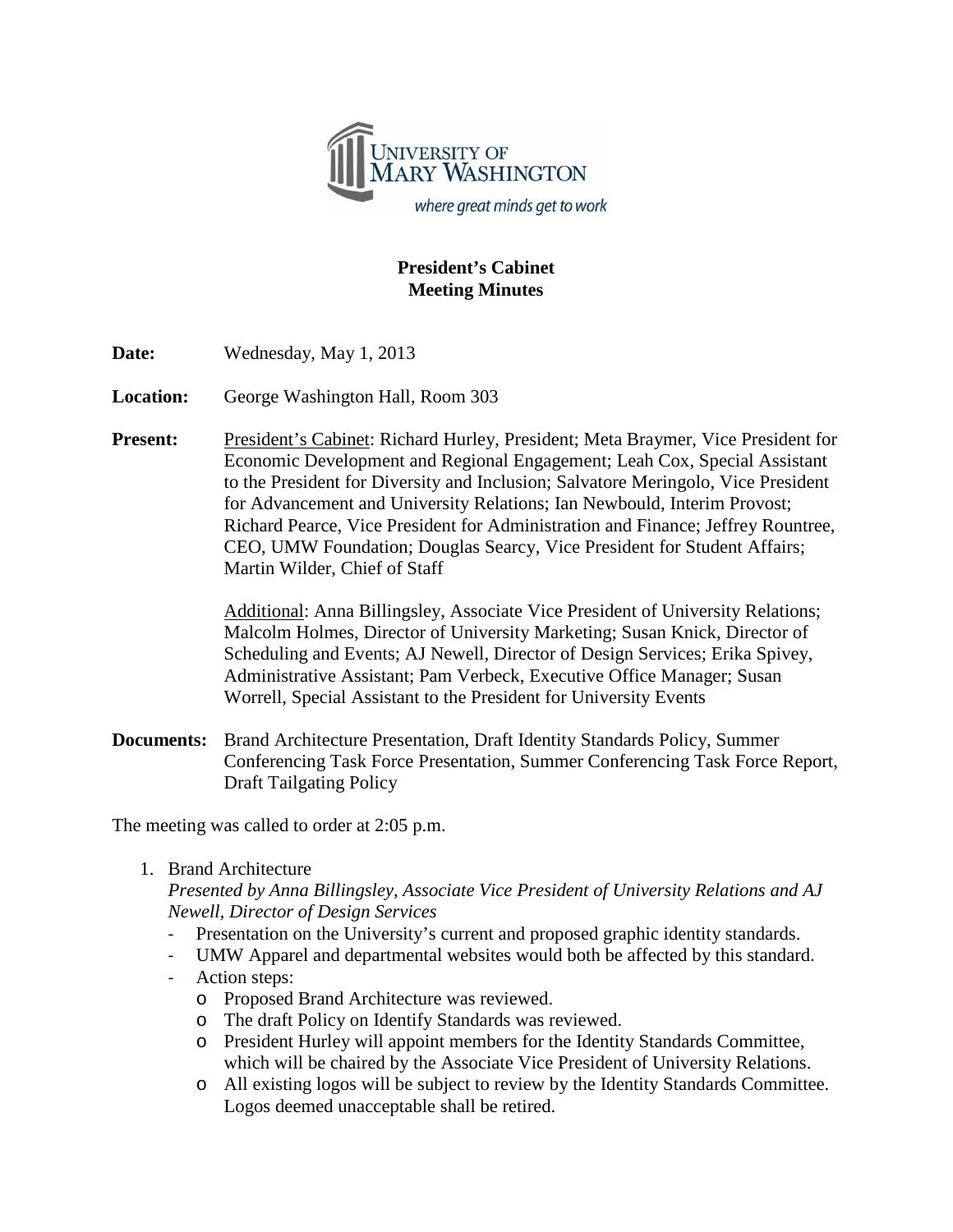# President's Cabinet
## Meeting Minutes

**Date:** Wednesday, May 1, 2013

**Location:** George Washington Hall, Room 303

**Present:** President's Cabinet: Richard Hurley, President; Meta Braymer, Vice President for Economic Development and Regional Engagement; Leah Cox, Special Assistant to the President for Diversity and Inclusion; Salvatore Meringolo, Vice President for Advancement and University Relations; Ian Newbould, Interim Provost; Richard Pearce, Vice President for Administration and Finance; Jeffrey Rountree, CEO, UMW Foundation; Douglas Searcy, Vice President for Student Affairs; Martin Wilder, Chief of Staff

Additional: Anna Billingsley, Associate Vice President of University Relations; Malcolm Holmes, Director of University Marketing; Susan Knick, Director of Scheduling and Events; AJ Newell, Director of Design Services; Erika Spivey, Administrative Assistant; Pam Verbeck, Executive Office Manager; Susan Worrell, Special Assistant to the President for University Events

**Documents:** Brand Architecture Presentation, Draft Identity Standards Policy, Summer Conferencing Task Force Presentation, Summer Conferencing Task Force Report, Draft Tailgating Policy

The meeting was called to order at 2:05 p.m.

1. Brand Architecture
   *Presented by Anna Billingsley, Associate Vice President of University Relations and AJ Newell, Director of Design Services*
   - Presentation on the University's current and proposed graphic identity standards.
   - UMW Apparel and departmental websites would both be affected by this standard.
   - Action steps:
     - Proposed Brand Architecture was reviewed.
     - The draft Policy on Identify Standards was reviewed.
     - President Hurley will appoint members for the Identity Standards Committee, which will be chaired by the Associate Vice President of University Relations.
     - All existing logos will be subject to review by the Identity Standards Committee. Logos deemed unacceptable shall be retired.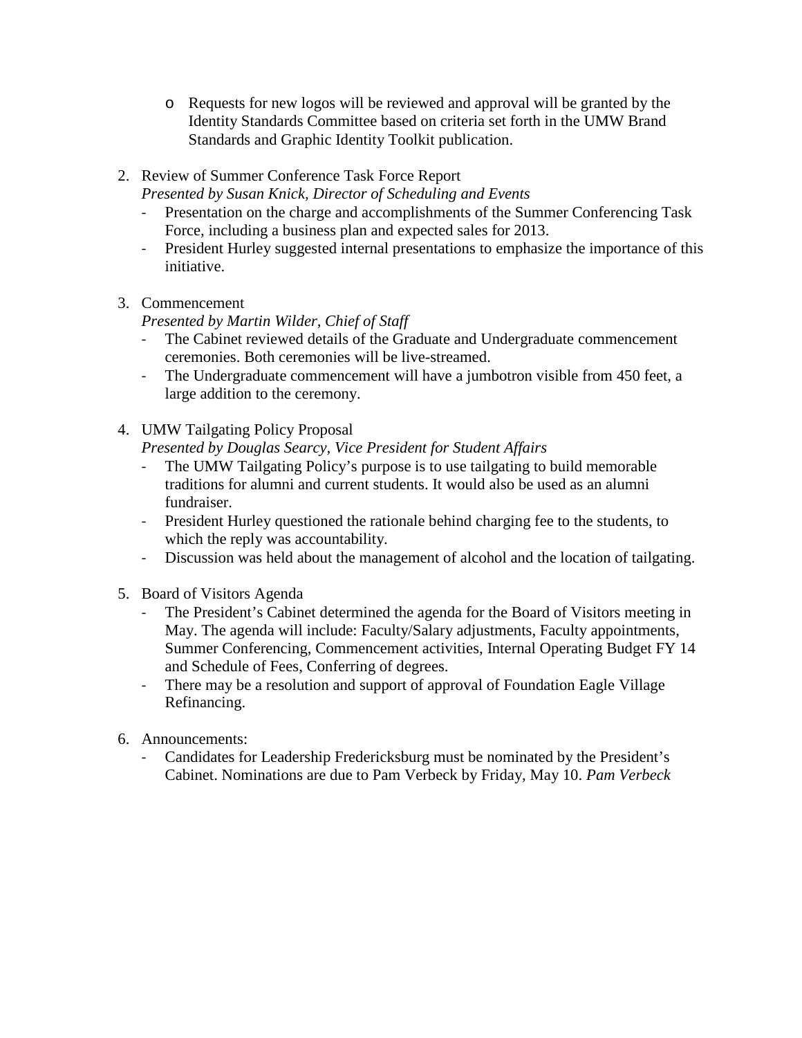- Requests for new logos will be reviewed and approval will be granted by the Identity Standards Committee based on criteria set forth in the UMW Brand Standards and Graphic Identity Toolkit publication.

2. Review of Summer Conference Task Force Report
   *Presented by Susan Knick, Director of Scheduling and Events*
   - Presentation on the charge and accomplishments of the Summer Conferencing Task Force, including a business plan and expected sales for 2013.
   - President Hurley suggested internal presentations to emphasize the importance of this initiative.

3. Commencement
   *Presented by Martin Wilder, Chief of Staff*
   - The Cabinet reviewed details of the Graduate and Undergraduate commencement ceremonies. Both ceremonies will be live-streamed.
   - The Undergraduate commencement will have a jumbotron visible from 450 feet, a large addition to the ceremony.

4. UMW Tailgating Policy Proposal
   *Presented by Douglas Searcy, Vice President for Student Affairs*
   - The UMW Tailgating Policy's purpose is to use tailgating to build memorable traditions for alumni and current students. It would also be used as an alumni fundraiser.
   - President Hurley questioned the rationale behind charging fee to the students, to which the reply was accountability.
   - Discussion was held about the management of alcohol and the location of tailgating.

5. Board of Visitors Agenda
   - The President's Cabinet determined the agenda for the Board of Visitors meeting in May. The agenda will include: Faculty/Salary adjustments, Faculty appointments, Summer Conferencing, Commencement activities, Internal Operating Budget FY 14 and Schedule of Fees, Conferring of degrees.
   - There may be a resolution and support of approval of Foundation Eagle Village Refinancing.

6. Announcements:
   - Candidates for Leadership Fredericksburg must be nominated by the President's Cabinet. Nominations are due to Pam Verbeck by Friday, May 10. *Pam Verbeck*